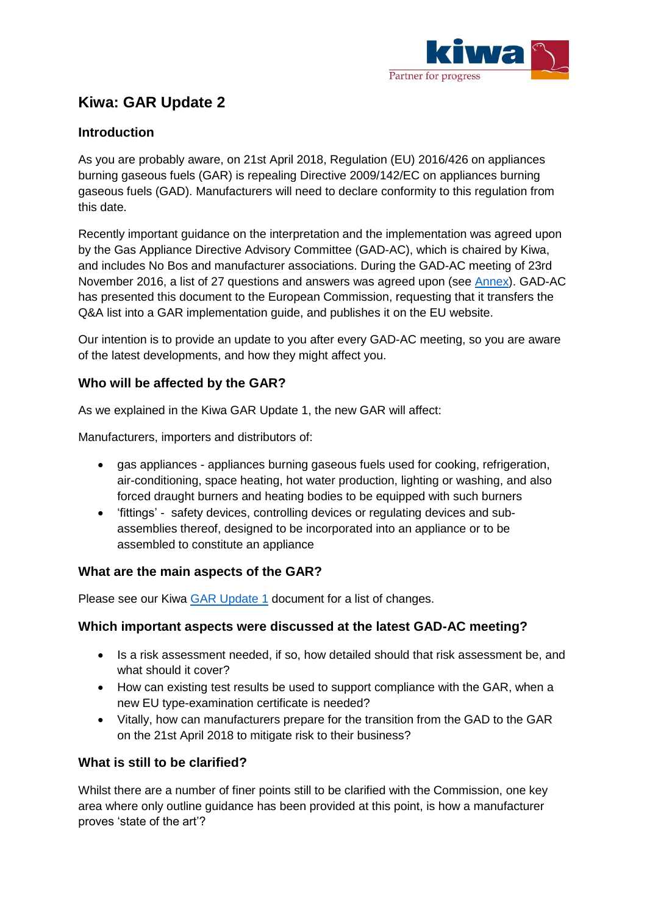# Kiwa: GAR Update 2

## Introduction

As you are probably aware, on 21st April 2018, Regulation (EU) 2016/426 on appliances burning gaseous fuels (GAR) is repealing Directive 2009/142/EC on appliances burning gaseous fuels (GAD). Manufacturers will need to declare conformity to this regulation from this date.

Recently important guidance on the interpretation and the implementation was agreed upon by the Gas Appliance Directive Advisory Committee (GAD-AC), which is chaired by Kiwa, and includes No Bos and manufacturer associations. During the GAD-AC meeting of 23rd November 2016, a list of 27 questions and answers was agreed upon (see Annex). GAD-AC has presented this document to the European Commission, requesting that it transfers the Q&A list into a GAR implementation guide, and publishes it on the EU website.

Our intention is to provide an update to you after every GAD-AC meeting, so you are aware of the latest developments, and how they might affect you.

### Who will be affected by the GAR?

As we explained in the Kiwa GAR Update 1, the new GAR will affect:

Manufacturers, importers and distributors of:

- gas appliances - appliances burning gaseous fuels used for cooking, refrigeration, air-conditioning, space heating, hot water production, lighting or washing, and also forced draught burners and heating bodies to be equipped with such burners
- 'fittings' - safety devices, controlling devices or regulating devices and sub-assemblies thereof, designed to be incorporated into an appliance or to be assembled to constitute an appliance

### What are the main aspects of the GAR?

Please see our Kiwa GAR Update 1 document for a list of changes.

### Which important aspects were discussed at the latest GAD-AC meeting?

- Is a risk assessment needed, if so, how detailed should that risk assessment be, and what should it cover?
- How can existing test results be used to support compliance with the GAR, when a new EU type-examination certificate is needed?
- Vitally, how can manufacturers prepare for the transition from the GAD to the GAR on the 21st April 2018 to mitigate risk to their business?

### What is still to be clarified?

Whilst there are a number of finer points still to be clarified with the Commission, one key area where only outline guidance has been provided at this point, is how a manufacturer proves 'state of the art'?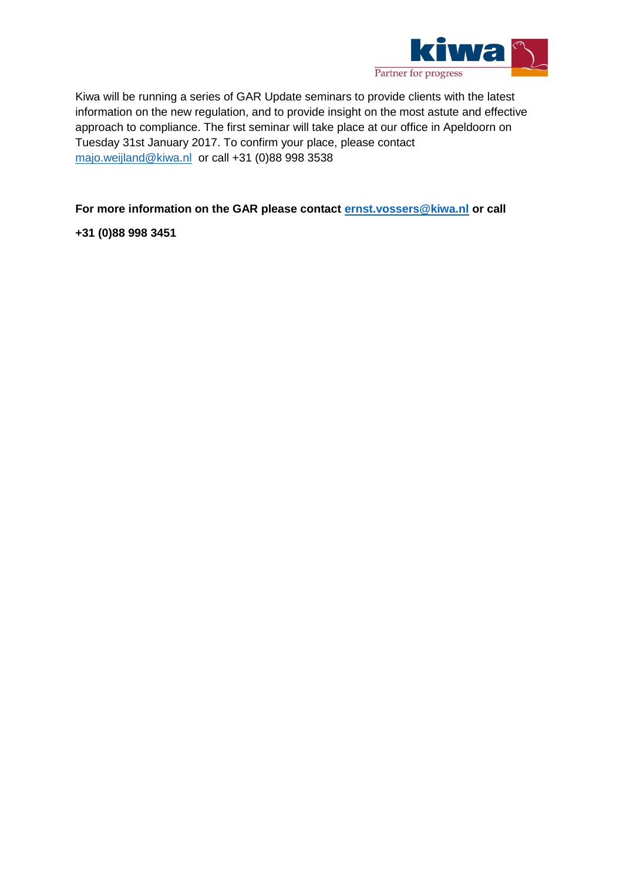Kiwa will be running a series of GAR Update seminars to provide clients with the latest information on the new regulation, and to provide insight on the most astute and effective approach to compliance. The first seminar will take place at our office in Apeldoorn on Tuesday 31st January 2017. To confirm your place, please contact majo.weijland@kiwa.nl or call +31 (0)88 998 3538

**For more information on the GAR please contact ernst.vossers@kiwa.nl or call +31 (0)88 998 3451**